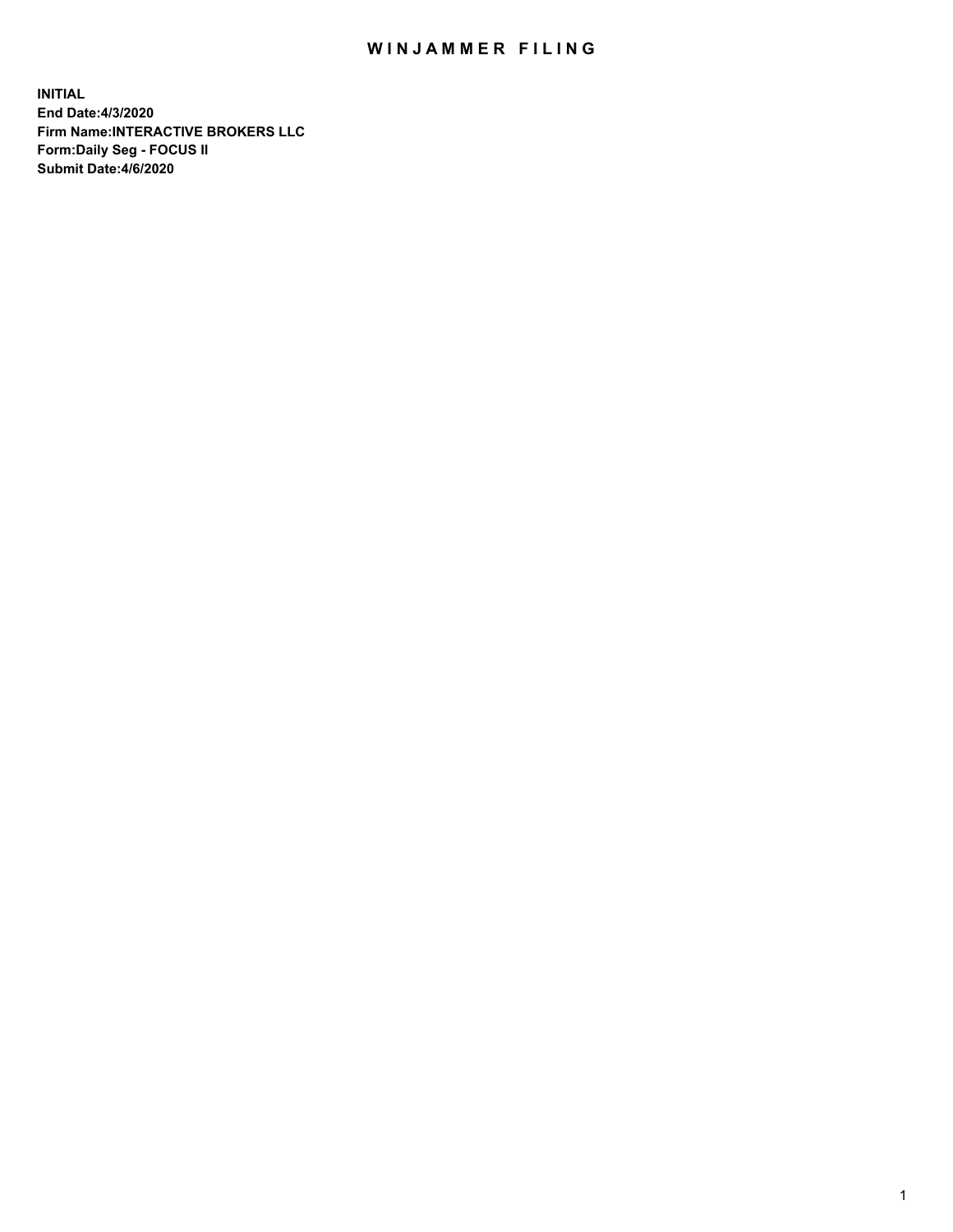# WINJAMMER FILING

**INITIAL**
**End Date:4/3/2020**
**Firm Name:INTERACTIVE BROKERS LLC**
**Form:Daily Seg - FOCUS II**
**Submit Date:4/6/2020**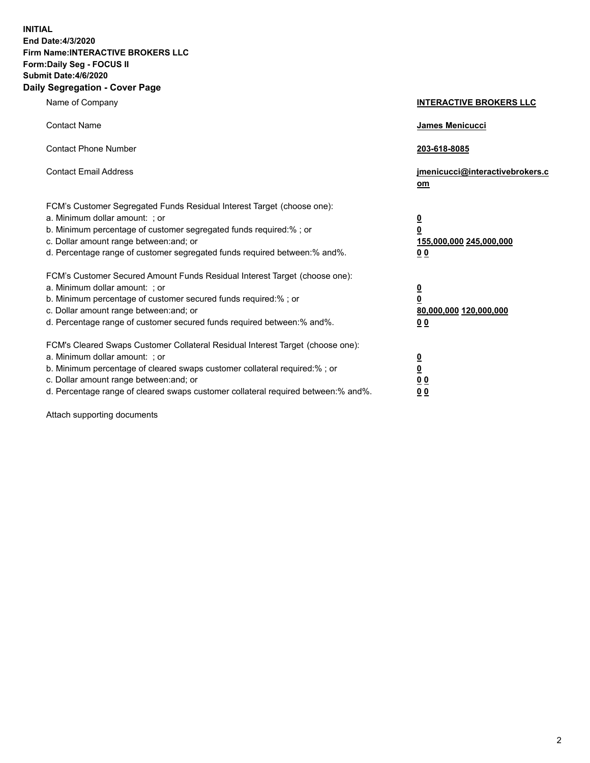**INITIAL**
**End Date:4/3/2020**
**Firm Name:INTERACTIVE BROKERS LLC**
**Form:Daily Seg - FOCUS II**
**Submit Date:4/6/2020**
**Daily Segregation - Cover Page**

| | |
|---|---|
| Name of Company | **INTERACTIVE BROKERS LLC** |
| Contact Name | **James Menicucci** |
| Contact Phone Number | **203-618-8085** |
| Contact Email Address | **jmenicucci@interactivebrokers.com** |
| FCM's Customer Segregated Funds Residual Interest Target (choose one): | |
| a. Minimum dollar amount: ; or | **0** |
| b. Minimum percentage of customer segregated funds required:% ; or | **0** |
| c. Dollar amount range between:and; or | **155,000,000 245,000,000** |
| d. Percentage range of customer segregated funds required between:% and%. | **0 0** |
| FCM's Customer Secured Amount Funds Residual Interest Target (choose one): | |
| a. Minimum dollar amount: ; or | **0** |
| b. Minimum percentage of customer secured funds required:% ; or | **0** |
| c. Dollar amount range between:and; or | **80,000,000 120,000,000** |
| d. Percentage range of customer secured funds required between:% and%. | **0 0** |
| FCM's Cleared Swaps Customer Collateral Residual Interest Target (choose one): | |
| a. Minimum dollar amount: ; or | **0** |
| b. Minimum percentage of cleared swaps customer collateral required:% ; or | **0** |
| c. Dollar amount range between:and; or | **0 0** |
| d. Percentage range of cleared swaps customer collateral required between:% and%. | **0 0** |

Attach supporting documents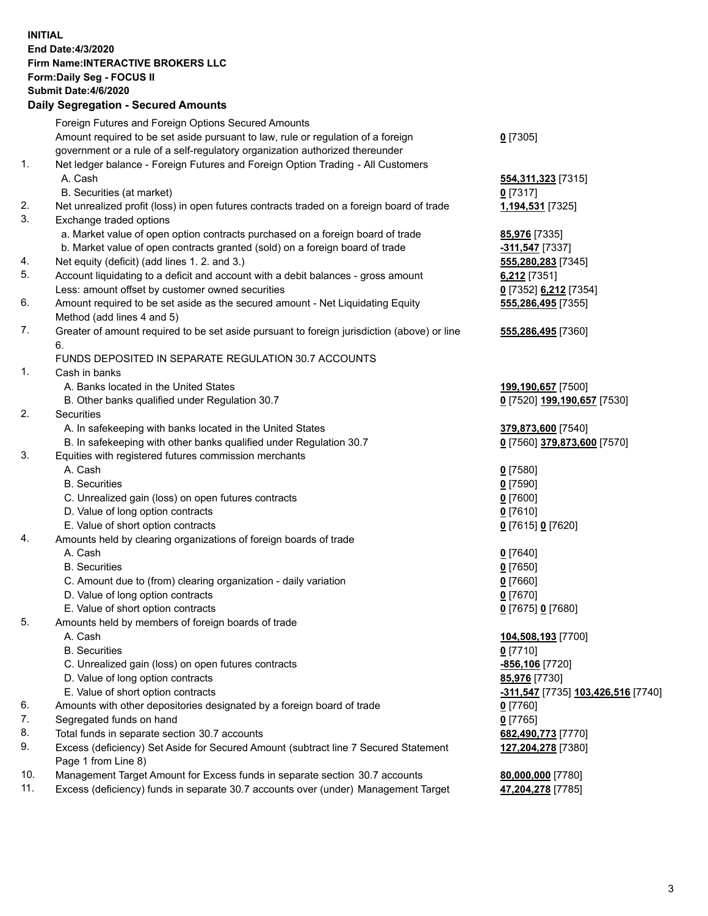**INITIAL**
**End Date:4/3/2020**
**Firm Name:INTERACTIVE BROKERS LLC**
**Form:Daily Seg - FOCUS II**
**Submit Date:4/6/2020**

**Daily Segregation - Secured Amounts**

| | | |
|---|---|---|
| | Foreign Futures and Foreign Options Secured Amounts | |
| | Amount required to be set aside pursuant to law, rule or regulation of a foreign government or a rule of a self-regulatory organization authorized thereunder | **0** [7305] |
| 1. | Net ledger balance - Foreign Futures and Foreign Option Trading - All Customers | |
| | A. Cash | **554,311,323** [7315] |
| | B. Securities (at market) | **0** [7317] |
| 2. | Net unrealized profit (loss) in open futures contracts traded on a foreign board of trade | **1,194,531** [7325] |
| 3. | Exchange traded options | |
| | a. Market value of open option contracts purchased on a foreign board of trade | **85,976** [7335] |
| | b. Market value of open contracts granted (sold) on a foreign board of trade | **-311,547** [7337] |
| 4. | Net equity (deficit) (add lines 1. 2. and 3.) | **555,280,283** [7345] |
| 5. | Account liquidating to a deficit and account with a debit balances - gross amount | **6,212** [7351] |
| | Less: amount offset by customer owned securities | **0** [7352] **6,212** [7354] |
| 6. | Amount required to be set aside as the secured amount - Net Liquidating Equity Method (add lines 4 and 5) | **555,286,495** [7355] |
| 7. | Greater of amount required to be set aside pursuant to foreign jurisdiction (above) or line 6. | **555,286,495** [7360] |
| | FUNDS DEPOSITED IN SEPARATE REGULATION 30.7 ACCOUNTS | |
| 1. | Cash in banks | |
| | A. Banks located in the United States | **199,190,657** [7500] |
| | B. Other banks qualified under Regulation 30.7 | **0** [7520] **199,190,657** [7530] |
| 2. | Securities | |
| | A. In safekeeping with banks located in the United States | **379,873,600** [7540] |
| | B. In safekeeping with other banks qualified under Regulation 30.7 | **0** [7560] **379,873,600** [7570] |
| 3. | Equities with registered futures commission merchants | |
| | A. Cash | **0** [7580] |
| | B. Securities | **0** [7590] |
| | C. Unrealized gain (loss) on open futures contracts | **0** [7600] |
| | D. Value of long option contracts | **0** [7610] |
| | E. Value of short option contracts | **0** [7615] **0** [7620] |
| 4. | Amounts held by clearing organizations of foreign boards of trade | |
| | A. Cash | **0** [7640] |
| | B. Securities | **0** [7650] |
| | C. Amount due to (from) clearing organization - daily variation | **0** [7660] |
| | D. Value of long option contracts | **0** [7670] |
| | E. Value of short option contracts | **0** [7675] **0** [7680] |
| 5. | Amounts held by members of foreign boards of trade | |
| | A. Cash | **104,508,193** [7700] |
| | B. Securities | **0** [7710] |
| | C. Unrealized gain (loss) on open futures contracts | **-856,106** [7720] |
| | D. Value of long option contracts | **85,976** [7730] |
| | E. Value of short option contracts | **-311,547** [7735] **103,426,516** [7740] |
| 6. | Amounts with other depositories designated by a foreign board of trade | **0** [7760] |
| 7. | Segregated funds on hand | **0** [7765] |
| 8. | Total funds in separate section 30.7 accounts | **682,490,773** [7770] |
| 9. | Excess (deficiency) Set Aside for Secured Amount (subtract line 7 Secured Statement Page 1 from Line 8) | **127,204,278** [7380] |
| 10. | Management Target Amount for Excess funds in separate section 30.7 accounts | **80,000,000** [7780] |
| 11. | Excess (deficiency) funds in separate 30.7 accounts over (under) Management Target | **47,204,278** [7785] |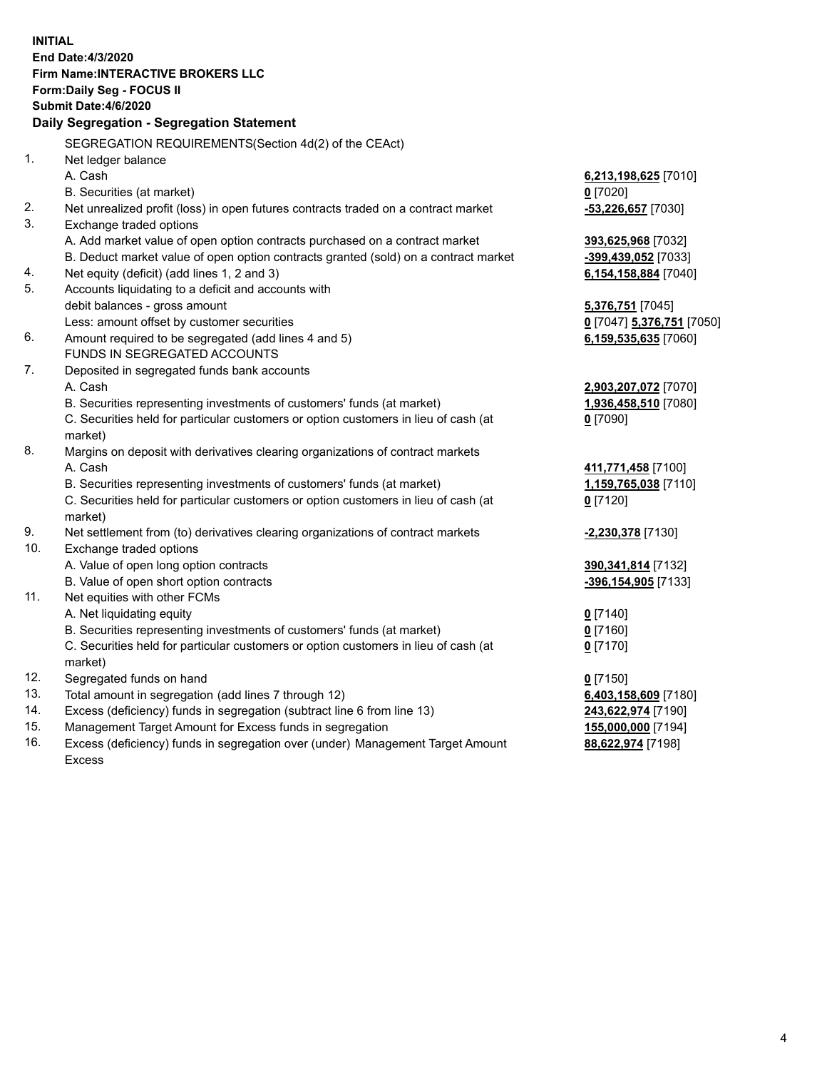**INITIAL**
**End Date:4/3/2020**
**Firm Name:INTERACTIVE BROKERS LLC**
**Form:Daily Seg - FOCUS II**
**Submit Date:4/6/2020**

**Daily Segregation - Segregation Statement**

SEGREGATION REQUIREMENTS(Section 4d(2) of the CEAct)

| | | |
|---|---|---|
| 1. | Net ledger balance | |
| | A. Cash | **6,213,198,625** [7010] |
| | B. Securities (at market) | **0** [7020] |
| 2. | Net unrealized profit (loss) in open futures contracts traded on a contract market | **-53,226,657** [7030] |
| 3. | Exchange traded options | |
| | A. Add market value of open option contracts purchased on a contract market | **393,625,968** [7032] |
| | B. Deduct market value of open option contracts granted (sold) on a contract market | **-399,439,052** [7033] |
| 4. | Net equity (deficit) (add lines 1, 2 and 3) | **6,154,158,884** [7040] |
| 5. | Accounts liquidating to a deficit and accounts with debit balances - gross amount | **5,376,751** [7045] |
| | Less: amount offset by customer securities | **0** [7047] **5,376,751** [7050] |
| 6. | Amount required to be segregated (add lines 4 and 5) | **6,159,535,635** [7060] |
| | FUNDS IN SEGREGATED ACCOUNTS | |
| 7. | Deposited in segregated funds bank accounts | |
| | A. Cash | **2,903,207,072** [7070] |
| | B. Securities representing investments of customers' funds (at market) | **1,936,458,510** [7080] |
| | C. Securities held for particular customers or option customers in lieu of cash (at market) | **0** [7090] |
| 8. | Margins on deposit with derivatives clearing organizations of contract markets | |
| | A. Cash | **411,771,458** [7100] |
| | B. Securities representing investments of customers' funds (at market) | **1,159,765,038** [7110] |
| | C. Securities held for particular customers or option customers in lieu of cash (at market) | **0** [7120] |
| 9. | Net settlement from (to) derivatives clearing organizations of contract markets | **-2,230,378** [7130] |
| 10. | Exchange traded options | |
| | A. Value of open long option contracts | **390,341,814** [7132] |
| | B. Value of open short option contracts | **-396,154,905** [7133] |
| 11. | Net equities with other FCMs | |
| | A. Net liquidating equity | **0** [7140] |
| | B. Securities representing investments of customers' funds (at market) | **0** [7160] |
| | C. Securities held for particular customers or option customers in lieu of cash (at market) | **0** [7170] |
| 12. | Segregated funds on hand | **0** [7150] |
| 13. | Total amount in segregation (add lines 7 through 12) | **6,403,158,609** [7180] |
| 14. | Excess (deficiency) funds in segregation (subtract line 6 from line 13) | **243,622,974** [7190] |
| 15. | Management Target Amount for Excess funds in segregation | **155,000,000** [7194] |
| 16. | Excess (deficiency) funds in segregation over (under) Management Target Amount Excess | **88,622,974** [7198] |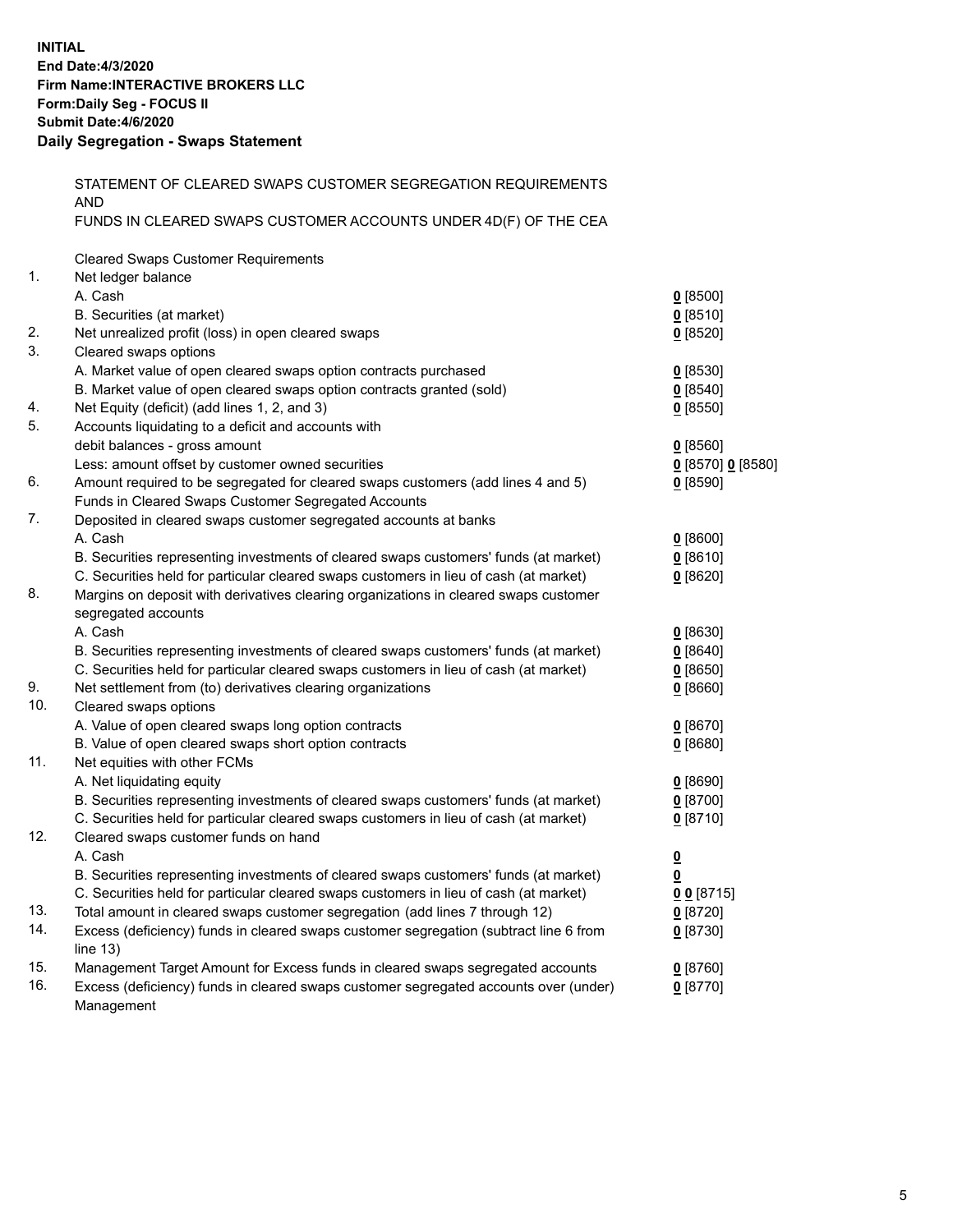**INITIAL**
**End Date:4/3/2020**
**Firm Name:INTERACTIVE BROKERS LLC**
**Form:Daily Seg - FOCUS II**
**Submit Date:4/6/2020**
**Daily Segregation - Swaps Statement**

STATEMENT OF CLEARED SWAPS CUSTOMER SEGREGATION REQUIREMENTS AND FUNDS IN CLEARED SWAPS CUSTOMER ACCOUNTS UNDER 4D(F) OF THE CEA

Cleared Swaps Customer Requirements

| | | |
|---|---|---|
| 1. | Net ledger balance | |
| | A. Cash | 0 [8500] |
| | B. Securities (at market) | 0 [8510] |
| 2. | Net unrealized profit (loss) in open cleared swaps | 0 [8520] |
| 3. | Cleared swaps options | |
| | A. Market value of open cleared swaps option contracts purchased | 0 [8530] |
| | B. Market value of open cleared swaps option contracts granted (sold) | 0 [8540] |
| 4. | Net Equity (deficit) (add lines 1, 2, and 3) | 0 [8550] |
| 5. | Accounts liquidating to a deficit and accounts with debit balances - gross amount | 0 [8560] |
| | Less: amount offset by customer owned securities | 0 [8570] 0 [8580] |
| 6. | Amount required to be segregated for cleared swaps customers (add lines 4 and 5) | 0 [8590] |
| | Funds in Cleared Swaps Customer Segregated Accounts | |
| 7. | Deposited in cleared swaps customer segregated accounts at banks | |
| | A. Cash | 0 [8600] |
| | B. Securities representing investments of cleared swaps customers' funds (at market) | 0 [8610] |
| | C. Securities held for particular cleared swaps customers in lieu of cash (at market) | 0 [8620] |
| 8. | Margins on deposit with derivatives clearing organizations in cleared swaps customer segregated accounts | |
| | A. Cash | 0 [8630] |
| | B. Securities representing investments of cleared swaps customers' funds (at market) | 0 [8640] |
| | C. Securities held for particular cleared swaps customers in lieu of cash (at market) | 0 [8650] |
| 9. | Net settlement from (to) derivatives clearing organizations | 0 [8660] |
| 10. | Cleared swaps options | |
| | A. Value of open cleared swaps long option contracts | 0 [8670] |
| | B. Value of open cleared swaps short option contracts | 0 [8680] |
| 11. | Net equities with other FCMs | |
| | A. Net liquidating equity | 0 [8690] |
| | B. Securities representing investments of cleared swaps customers' funds (at market) | 0 [8700] |
| | C. Securities held for particular cleared swaps customers in lieu of cash (at market) | 0 [8710] |
| 12. | Cleared swaps customer funds on hand | |
| | A. Cash | 0 |
| | B. Securities representing investments of cleared swaps customers' funds (at market) | 0 |
| | C. Securities held for particular cleared swaps customers in lieu of cash (at market) | 0 0 [8715] |
| 13. | Total amount in cleared swaps customer segregation (add lines 7 through 12) | 0 [8720] |
| 14. | Excess (deficiency) funds in cleared swaps customer segregation (subtract line 6 from line 13) | 0 [8730] |
| 15. | Management Target Amount for Excess funds in cleared swaps segregated accounts | 0 [8760] |
| 16. | Excess (deficiency) funds in cleared swaps customer segregated accounts over (under) Management | 0 [8770] |